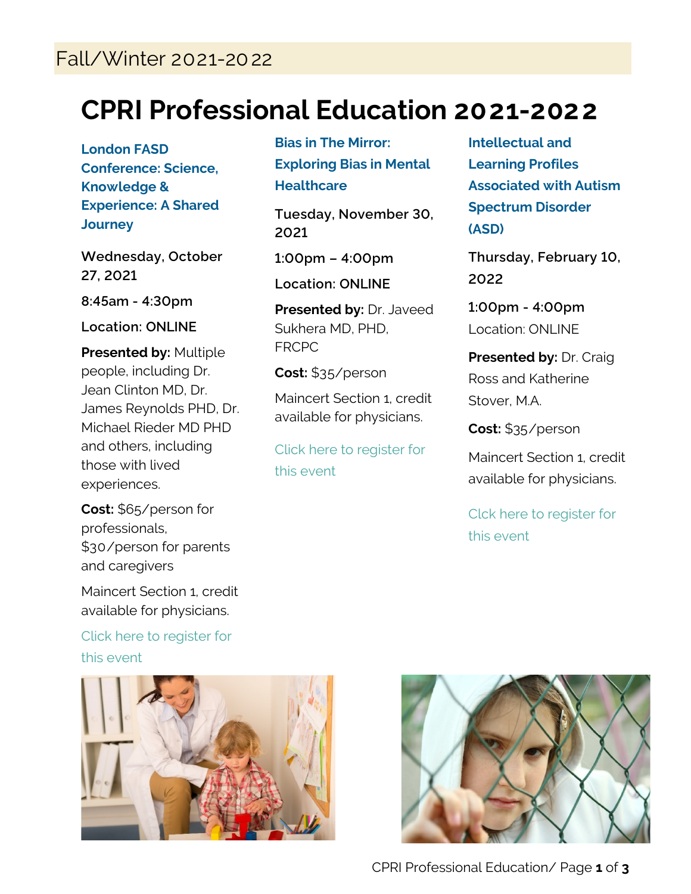Fall/Winter 2021-2022

# CPRI Professional Education 2021-2022

## London FASD Conference: Science, Knowledge & Experience: A Shared Journey

Wednesday, October 27, 2021

8:45am - 4:30pm

Location: ONLINE

**Presented by:** Multiple people, including Dr. Jean Clinton MD, Dr. James Reynolds PHD, Dr. Michael Rieder MD PHD and others, including those with lived experiences.

**Cost:** $65/person for professionals, $30/person for parents and caregivers

Maincert Section 1, credit available for physicians.

Click here to register for this event

## Bias in The Mirror: Exploring Bias in Mental Healthcare

Tuesday, November 30, 2021

1:00pm – 4:00pm

Location: ONLINE

**Presented by:** Dr. Javeed Sukhera MD, PHD, FRCPC

**Cost:** $35/person

Maincert Section 1, credit available for physicians.

Click here to register for this event

## Intellectual and Learning Profiles Associated with Autism Spectrum Disorder (ASD)

Thursday, February 10, 2022

1:00pm - 4:00pm

Location: ONLINE

**Presented by:** Dr. Craig Ross and Katherine Stover, M.A.

**Cost:** $35/person

Maincert Section 1, credit available for physicians.

Clck here to register for this event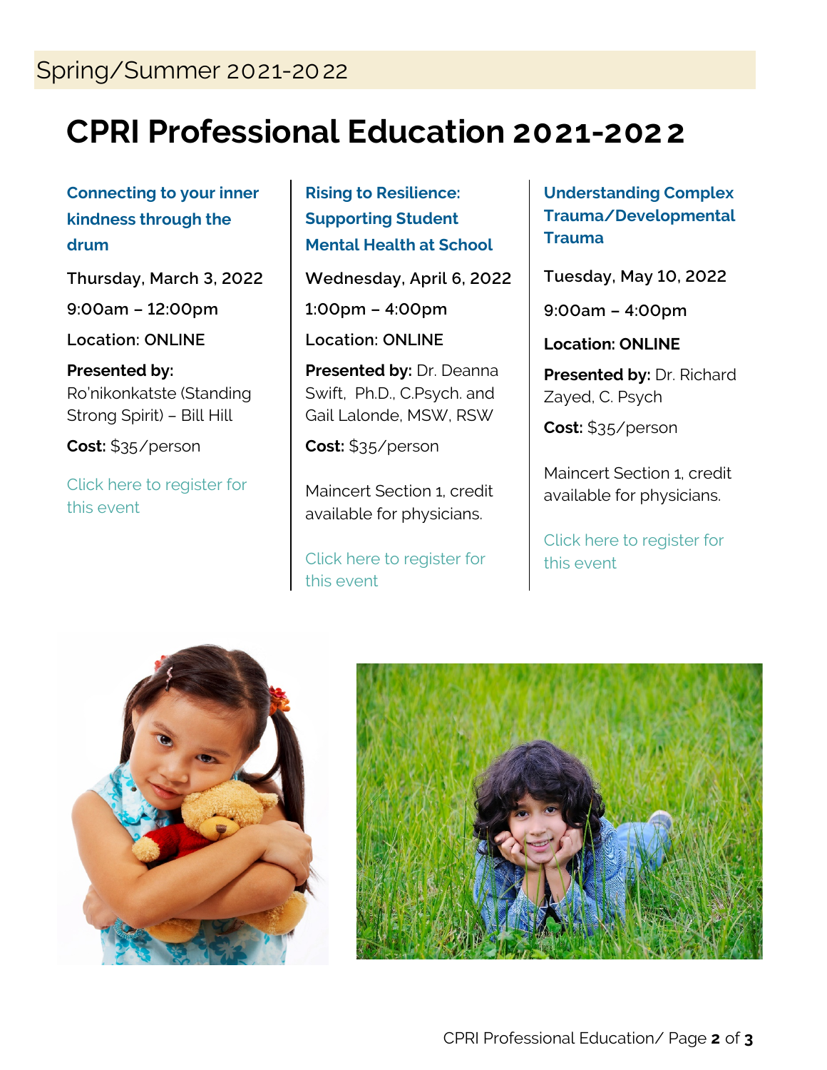Spring/Summer 2021-2022

# CPRI Professional Education 2021-2022

### Connecting to your inner kindness through the drum

Thursday, March 3, 2022

9:00am – 12:00pm

Location: ONLINE

**Presented by:** Ro'nikonkatste (Standing Strong Spirit) – Bill Hill

**Cost:** $35/person

Click here to register for this event

### Rising to Resilience: Supporting Student Mental Health at School

Wednesday, April 6, 2022

1:00pm – 4:00pm

Location: ONLINE

**Presented by:** Dr. Deanna Swift, Ph.D., C.Psych. and Gail Lalonde, MSW, RSW

**Cost:** $35/person

Maincert Section 1, credit available for physicians.

Click here to register for this event

### Understanding Complex Trauma/Developmental Trauma

Tuesday, May 10, 2022

9:00am – 4:00pm

**Location: ONLINE**

**Presented by:** Dr. Richard Zayed, C. Psych

**Cost:** $35/person

Maincert Section 1, credit available for physicians.

Click here to register for this event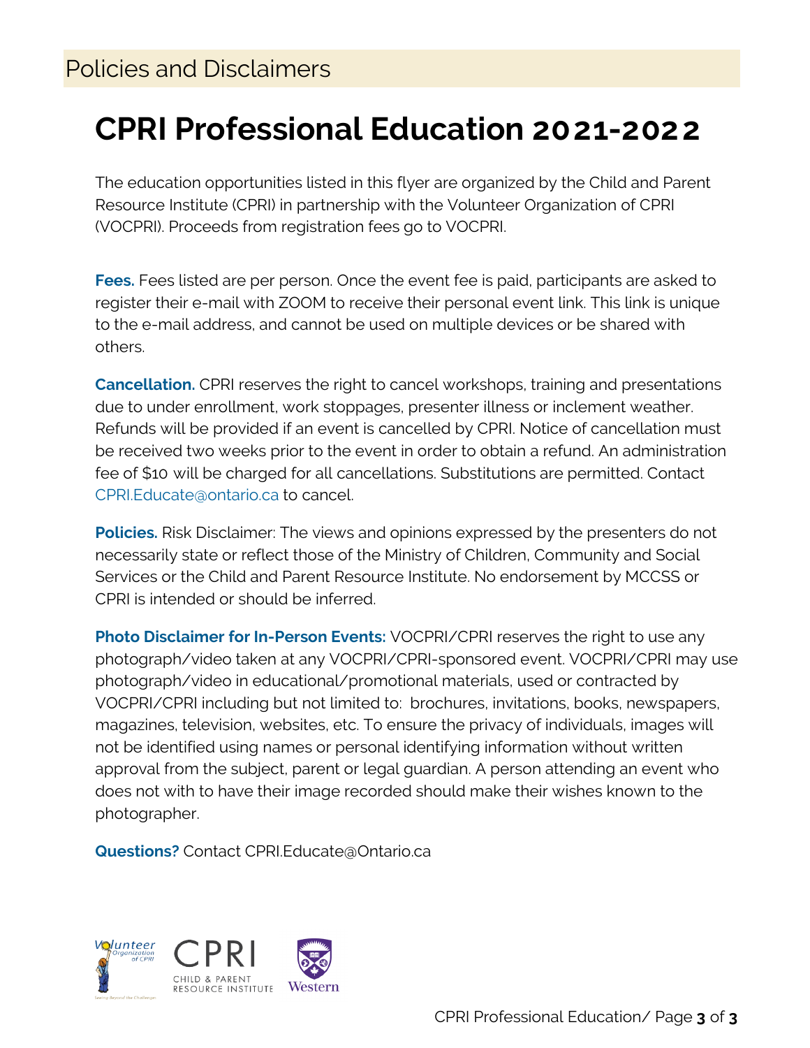Policies and Disclaimers

# CPRI Professional Education 2021-2022

The education opportunities listed in this flyer are organized by the Child and Parent Resource Institute (CPRI) in partnership with the Volunteer Organization of CPRI (VOCPRI). Proceeds from registration fees go to VOCPRI.

**Fees.** Fees listed are per person. Once the event fee is paid, participants are asked to register their e-mail with ZOOM to receive their personal event link. This link is unique to the e-mail address, and cannot be used on multiple devices or be shared with others.

**Cancellation.** CPRI reserves the right to cancel workshops, training and presentations due to under enrollment, work stoppages, presenter illness or inclement weather. Refunds will be provided if an event is cancelled by CPRI. Notice of cancellation must be received two weeks prior to the event in order to obtain a refund. An administration fee of $10 will be charged for all cancellations. Substitutions are permitted. Contact CPRI.Educate@ontario.ca to cancel.

**Policies.** Risk Disclaimer: The views and opinions expressed by the presenters do not necessarily state or reflect those of the Ministry of Children, Community and Social Services or the Child and Parent Resource Institute. No endorsement by MCCSS or CPRI is intended or should be inferred.

**Photo Disclaimer for In-Person Events:** VOCPRI/CPRI reserves the right to use any photograph/video taken at any VOCPRI/CPRI-sponsored event. VOCPRI/CPRI may use photograph/video in educational/promotional materials, used or contracted by VOCPRI/CPRI including but not limited to: brochures, invitations, books, newspapers, magazines, television, websites, etc. To ensure the privacy of individuals, images will not be identified using names or personal identifying information without written approval from the subject, parent or legal guardian. A person attending an event who does not with to have their image recorded should make their wishes known to the photographer.

**Questions?** Contact CPRI.Educate@Ontario.ca